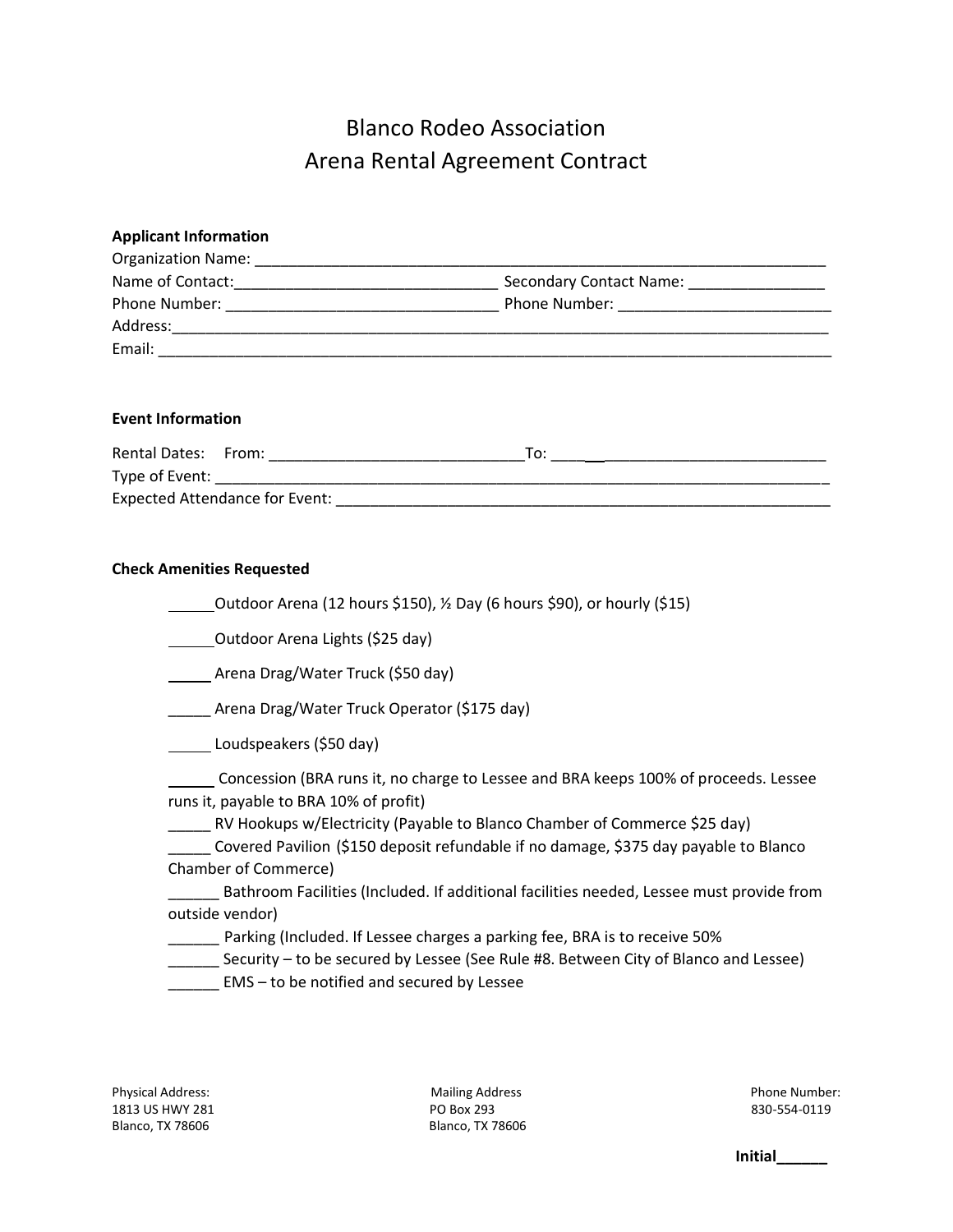# Blanco Rodeo Association
# Arena Rental Agreement Contract

**Applicant Information**

Organization Name: ______________________________________________________________________

Name of Contact:_______________________________ Secondary Contact Name: ________________

Phone Number: _______________________________ Phone Number: _________________________

Address:__________________________________________________________________________

Email: ____________________________________________________________________________

**Event Information**

Rental Dates: From: ______________________________To: _______________________________

Type of Event: _____________________________________________________________________

Expected Attendance for Event: _______________________________________________________

**Check Amenities Requested**

_____Outdoor Arena (12 hours $150), ½ Day (6 hours $90), or hourly ($15)

_____Outdoor Arena Lights ($25 day)

_____ Arena Drag/Water Truck ($50 day)

_____ Arena Drag/Water Truck Operator ($175 day)

_____ Loudspeakers ($50 day)

_____ Concession (BRA runs it, no charge to Lessee and BRA keeps 100% of proceeds. Lessee runs it, payable to BRA 10% of profit)

_____ RV Hookups w/Electricity (Payable to Blanco Chamber of Commerce $25 day)

_____ Covered Pavilion ($150 deposit refundable if no damage, $375 day payable to Blanco Chamber of Commerce)

______ Bathroom Facilities (Included. If additional facilities needed, Lessee must provide from outside vendor)

______ Parking (Included. If Lessee charges a parking fee, BRA is to receive 50%

______ Security – to be secured by Lessee (See Rule #8. Between City of Blanco and Lessee)

______ EMS – to be notified and secured by Lessee

Physical Address:
1813 US HWY 281
Blanco, TX 78606

Mailing Address
PO Box 293
Blanco, TX 78606

Phone Number:
830-554-0119

**Initial______**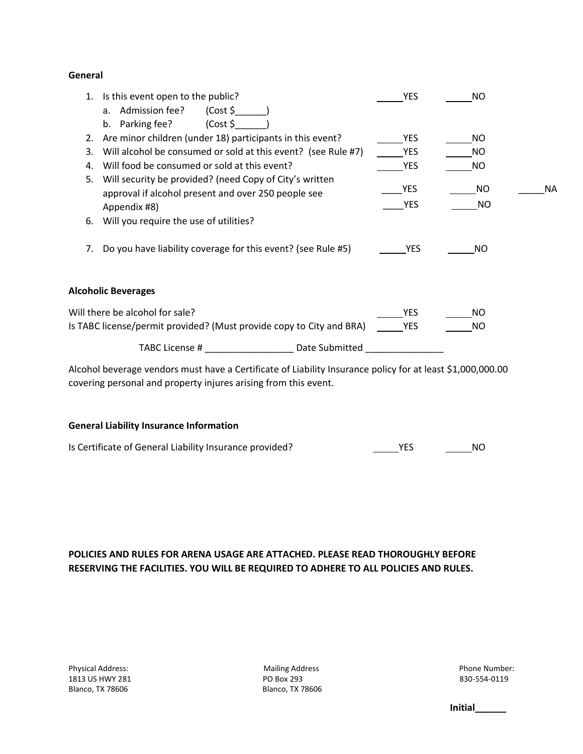**General**

1. Is this event open to the public? _____YES _____NO
   a. Admission fee? (Cost $______)
   b. Parking fee? (Cost $______)
2. Are minor children (under 18) participants in this event? _____YES _____NO
3. Will alcohol be consumed or sold at this event? (see Rule #7) _____YES _____NO
4. Will food be consumed or sold at this event? _____YES _____NO
5. Will security be provided? (need Copy of City's written approval if alcohol present and over 250 people see Appendix #8) ____YES _____NO _____NA
6. Will you require the use of utilities? ____YES _____NO
7. Do you have liability coverage for this event? (see Rule #5) _____YES _____NO

**Alcoholic Beverages**

Will there be alcohol for sale? _____YES _____NO

Is TABC license/permit provided? (Must provide copy to City and BRA) _____YES _____NO

TABC License # _________________ Date Submitted _______________

Alcohol beverage vendors must have a Certificate of Liability Insurance policy for at least $1,000,000.00 covering personal and property injures arising from this event.

**General Liability Insurance Information**

Is Certificate of General Liability Insurance provided? _____YES _____NO

**POLICIES AND RULES FOR ARENA USAGE ARE ATTACHED. PLEASE READ THOROUGHLY BEFORE RESERVING THE FACILITIES. YOU WILL BE REQUIRED TO ADHERE TO ALL POLICIES AND RULES.**

Physical Address:
1813 US HWY 281
Blanco, TX 78606

Mailing Address
PO Box 293
Blanco, TX 78606

Phone Number:
830-554-0119

**Initial______**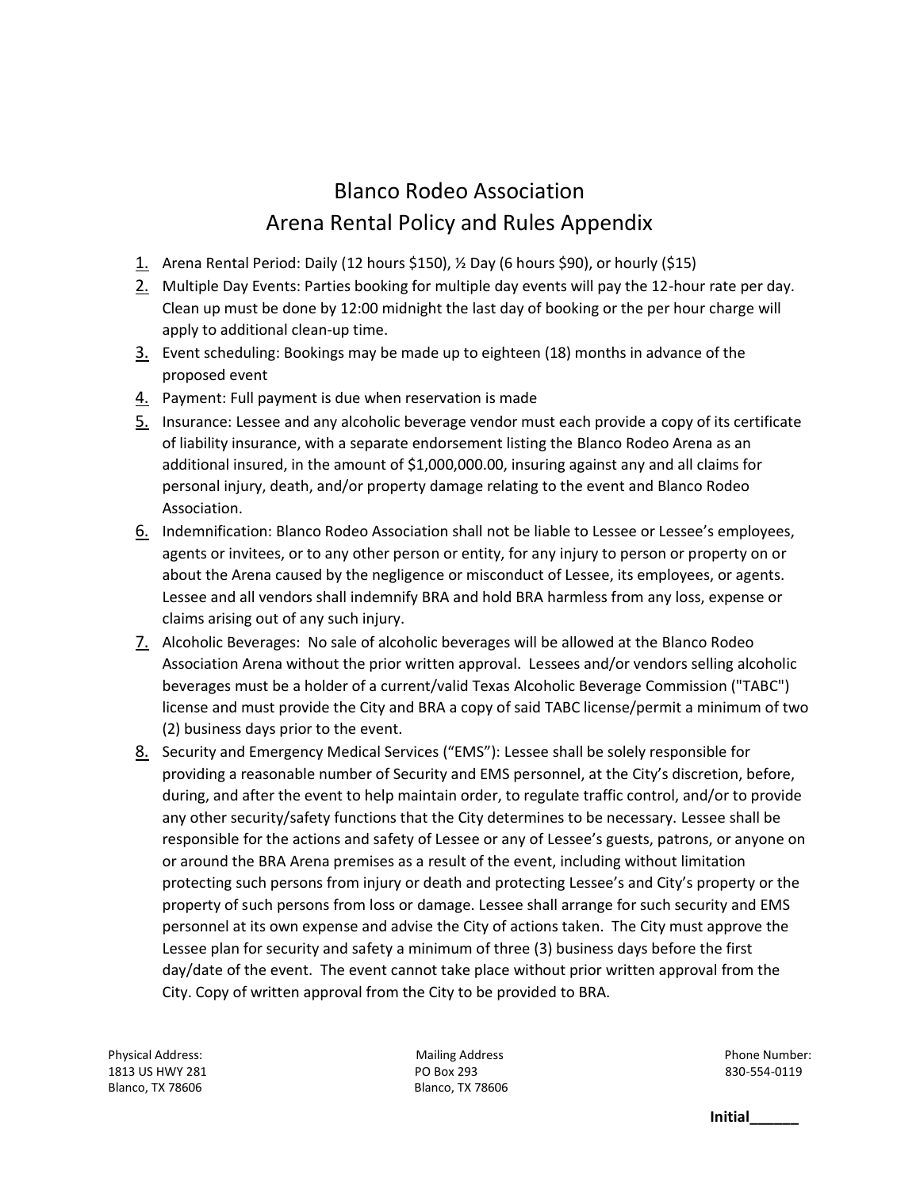# Blanco Rodeo Association
## Arena Rental Policy and Rules Appendix

1. Arena Rental Period: Daily (12 hours $150), ½ Day (6 hours $90), or hourly ($15)
2. Multiple Day Events: Parties booking for multiple day events will pay the 12-hour rate per day. Clean up must be done by 12:00 midnight the last day of booking or the per hour charge will apply to additional clean-up time.
3. Event scheduling: Bookings may be made up to eighteen (18) months in advance of the proposed event
4. Payment: Full payment is due when reservation is made
5. Insurance: Lessee and any alcoholic beverage vendor must each provide a copy of its certificate of liability insurance, with a separate endorsement listing the Blanco Rodeo Arena as an additional insured, in the amount of $1,000,000.00, insuring against any and all claims for personal injury, death, and/or property damage relating to the event and Blanco Rodeo Association.
6. Indemnification: Blanco Rodeo Association shall not be liable to Lessee or Lessee's employees, agents or invitees, or to any other person or entity, for any injury to person or property on or about the Arena caused by the negligence or misconduct of Lessee, its employees, or agents. Lessee and all vendors shall indemnify BRA and hold BRA harmless from any loss, expense or claims arising out of any such injury.
7. Alcoholic Beverages: No sale of alcoholic beverages will be allowed at the Blanco Rodeo Association Arena without the prior written approval. Lessees and/or vendors selling alcoholic beverages must be a holder of a current/valid Texas Alcoholic Beverage Commission ("TABC") license and must provide the City and BRA a copy of said TABC license/permit a minimum of two (2) business days prior to the event.
8. Security and Emergency Medical Services ("EMS"): Lessee shall be solely responsible for providing a reasonable number of Security and EMS personnel, at the City's discretion, before, during, and after the event to help maintain order, to regulate traffic control, and/or to provide any other security/safety functions that the City determines to be necessary. Lessee shall be responsible for the actions and safety of Lessee or any of Lessee's guests, patrons, or anyone on or around the BRA Arena premises as a result of the event, including without limitation protecting such persons from injury or death and protecting Lessee's and City's property or the property of such persons from loss or damage. Lessee shall arrange for such security and EMS personnel at its own expense and advise the City of actions taken. The City must approve the Lessee plan for security and safety a minimum of three (3) business days before the first day/date of the event. The event cannot take place without prior written approval from the City. Copy of written approval from the City to be provided to BRA.

Physical Address:
1813 US HWY 281
Blanco, TX 78606

Mailing Address
PO Box 293
Blanco, TX 78606

Phone Number:
830-554-0119

**Initial______**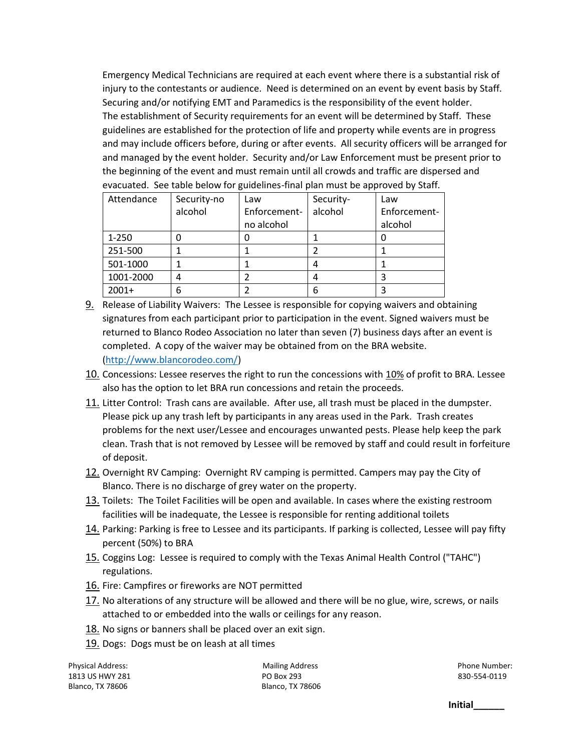Emergency Medical Technicians are required at each event where there is a substantial risk of injury to the contestants or audience. Need is determined on an event by event basis by Staff. Securing and/or notifying EMT and Paramedics is the responsibility of the event holder. The establishment of Security requirements for an event will be determined by Staff. These guidelines are established for the protection of life and property while events are in progress and may include officers before, during or after events. All security officers will be arranged for and managed by the event holder. Security and/or Law Enforcement must be present prior to the beginning of the event and must remain until all crowds and traffic are dispersed and evacuated. See table below for guidelines-final plan must be approved by Staff.

| Attendance | Security-no alcohol | Law Enforcement-no alcohol | Security-alcohol | Law Enforcement-alcohol |
|---|---|---|---|---|
| 1-250 | 0 | 0 | 1 | 0 |
| 251-500 | 1 | 1 | 2 | 1 |
| 501-1000 | 1 | 1 | 4 | 1 |
| 1001-2000 | 4 | 2 | 4 | 3 |
| 2001+ | 6 | 2 | 6 | 3 |

9. Release of Liability Waivers: The Lessee is responsible for copying waivers and obtaining signatures from each participant prior to participation in the event. Signed waivers must be returned to Blanco Rodeo Association no later than seven (7) business days after an event is completed. A copy of the waiver may be obtained from on the BRA website. (http://www.blancorodeo.com/)
10. Concessions: Lessee reserves the right to run the concessions with 10% of profit to BRA. Lessee also has the option to let BRA run concessions and retain the proceeds.
11. Litter Control: Trash cans are available. After use, all trash must be placed in the dumpster. Please pick up any trash left by participants in any areas used in the Park. Trash creates problems for the next user/Lessee and encourages unwanted pests. Please help keep the park clean. Trash that is not removed by Lessee will be removed by staff and could result in forfeiture of deposit.
12. Overnight RV Camping: Overnight RV camping is permitted. Campers may pay the City of Blanco. There is no discharge of grey water on the property.
13. Toilets: The Toilet Facilities will be open and available. In cases where the existing restroom facilities will be inadequate, the Lessee is responsible for renting additional toilets
14. Parking: Parking is free to Lessee and its participants. If parking is collected, Lessee will pay fifty percent (50%) to BRA
15. Coggins Log: Lessee is required to comply with the Texas Animal Health Control ("TAHC") regulations.
16. Fire: Campfires or fireworks are NOT permitted
17. No alterations of any structure will be allowed and there will be no glue, wire, screws, or nails attached to or embedded into the walls or ceilings for any reason.
18. No signs or banners shall be placed over an exit sign.
19. Dogs: Dogs must be on leash at all times

Physical Address:
1813 US HWY 281
Blanco, TX 78606

Mailing Address
PO Box 293
Blanco, TX 78606

Phone Number:
830-554-0119

**Initial______**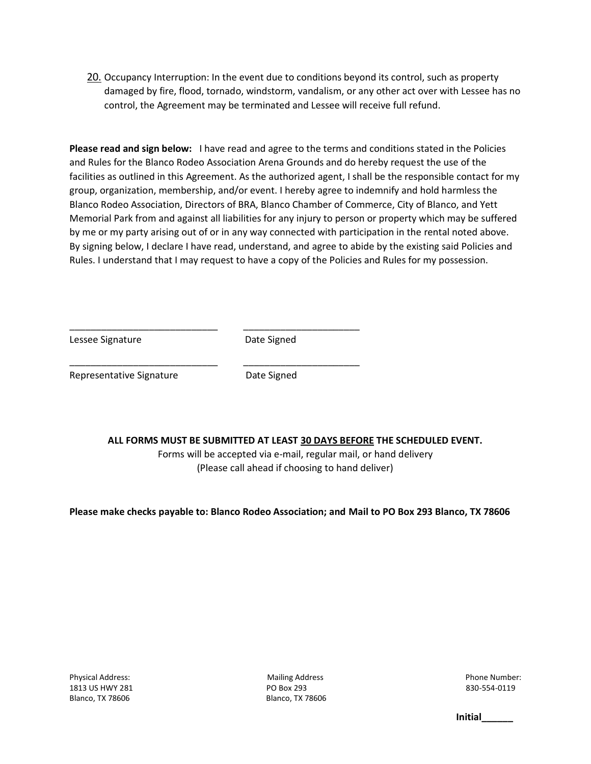20. Occupancy Interruption: In the event due to conditions beyond its control, such as property damaged by fire, flood, tornado, windstorm, vandalism, or any other act over with Lessee has no control, the Agreement may be terminated and Lessee will receive full refund.

**Please read and sign below:** I have read and agree to the terms and conditions stated in the Policies and Rules for the Blanco Rodeo Association Arena Grounds and do hereby request the use of the facilities as outlined in this Agreement. As the authorized agent, I shall be the responsible contact for my group, organization, membership, and/or event. I hereby agree to indemnify and hold harmless the Blanco Rodeo Association, Directors of BRA, Blanco Chamber of Commerce, City of Blanco, and Yett Memorial Park from and against all liabilities for any injury to person or property which may be suffered by me or my party arising out of or in any way connected with participation in the rental noted above. By signing below, I declare I have read, understand, and agree to abide by the existing said Policies and Rules. I understand that I may request to have a copy of the Policies and Rules for my possession.

____________________________ ______________________

Lessee Signature Date Signed

____________________________ ______________________

Representative Signature Date Signed

**ALL FORMS MUST BE SUBMITTED AT LEAST 30 DAYS BEFORE THE SCHEDULED EVENT.**

Forms will be accepted via e-mail, regular mail, or hand delivery
(Please call ahead if choosing to hand deliver)

**Please make checks payable to: Blanco Rodeo Association; and Mail to PO Box 293 Blanco, TX 78606**

Physical Address:
1813 US HWY 281
Blanco, TX 78606

Mailing Address
PO Box 293
Blanco, TX 78606

Phone Number:
830-554-0119

**Initial______**